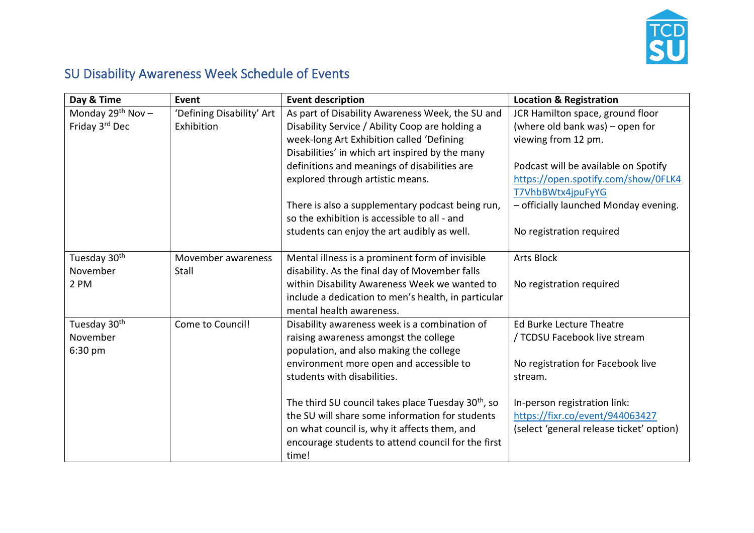## SU Disability Awareness Week Schedule of Events

| Day & Time | Event | Event description | Location & Registration |
|---|---|---|---|
| Monday 29th Nov – Friday 3rd Dec | 'Defining Disability' Art Exhibition | As part of Disability Awareness Week, the SU and Disability Service / Ability Coop are holding a week-long Art Exhibition called 'Defining Disabilities' in which art inspired by the many definitions and meanings of disabilities are explored through artistic means.<br><br>There is also a supplementary podcast being run, so the exhibition is accessible to all - and students can enjoy the art audibly as well. | JCR Hamilton space, ground floor (where old bank was) – open for viewing from 12 pm.<br><br>Podcast will be available on Spotify https://open.spotify.com/show/0FLK4T7VhbBWtx4jpuFyYG – officially launched Monday evening.<br><br>No registration required |
| Tuesday 30th November 2 PM | Movember awareness Stall | Mental illness is a prominent form of invisible disability. As the final day of Movember falls within Disability Awareness Week we wanted to include a dedication to men's health, in particular mental health awareness. | Arts Block<br><br>No registration required |
| Tuesday 30th November 6:30 pm | Come to Council! | Disability awareness week is a combination of raising awareness amongst the college population, and also making the college environment more open and accessible to students with disabilities.<br><br>The third SU council takes place Tuesday 30th, so the SU will share some information for students on what council is, why it affects them, and encourage students to attend council for the first time! | Ed Burke Lecture Theatre / TCDSU Facebook live stream<br><br>No registration for Facebook live stream.<br><br>In-person registration link: https://fixr.co/event/944063427 (select 'general release ticket' option) |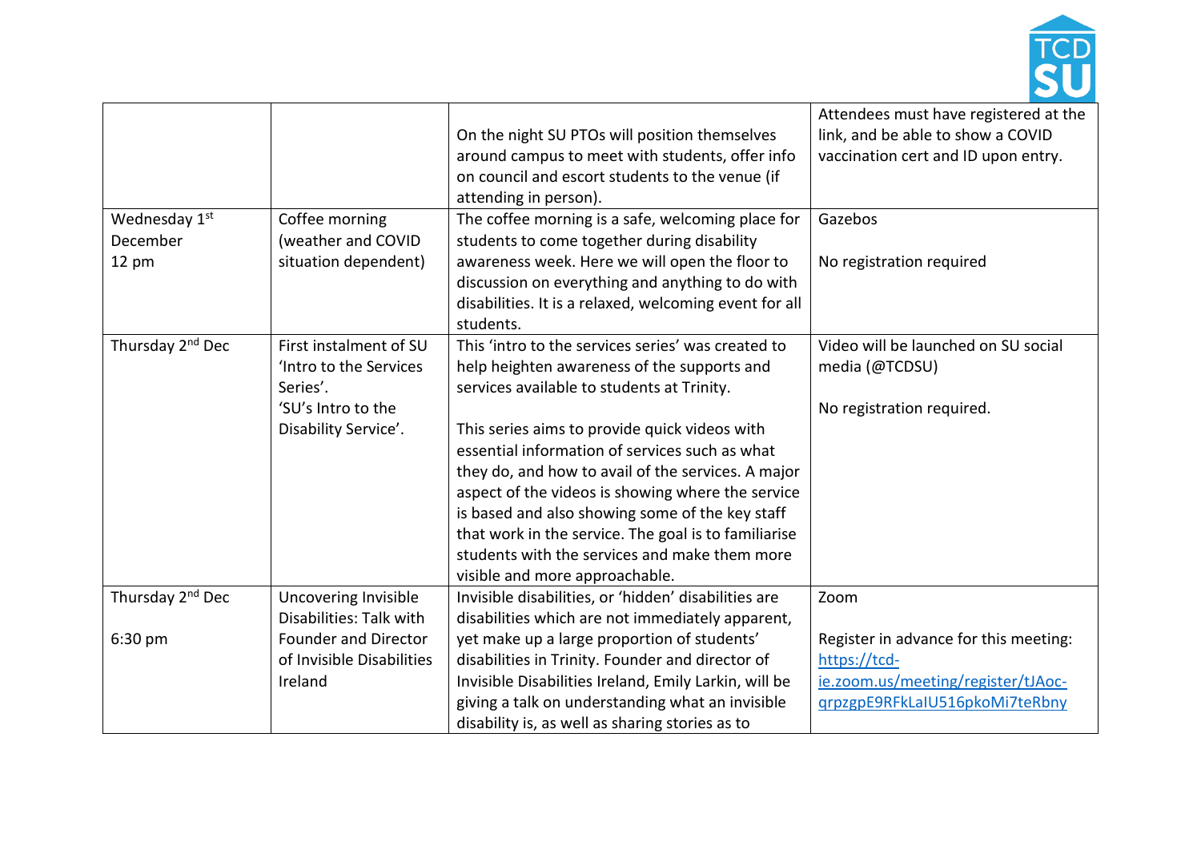| | | | |
|---|---|---|---|
| | | On the night SU PTOs will position themselves around campus to meet with students, offer info on council and escort students to the venue (if attending in person). | Attendees must have registered at the link, and be able to show a COVID vaccination cert and ID upon entry. |
| Wednesday 1st December<br>12 pm | Coffee morning (weather and COVID situation dependent) | The coffee morning is a safe, welcoming place for students to come together during disability awareness week. Here we will open the floor to discussion on everything and anything to do with disabilities. It is a relaxed, welcoming event for all students. | Gazebos<br><br>No registration required |
| Thursday 2nd Dec | First instalment of SU 'Intro to the Services Series'.<br>'SU's Intro to the Disability Service'. | This 'intro to the services series' was created to help heighten awareness of the supports and services available to students at Trinity.<br><br>This series aims to provide quick videos with essential information of services such as what they do, and how to avail of the services. A major aspect of the videos is showing where the service is based and also showing some of the key staff that work in the service. The goal is to familiarise students with the services and make them more visible and more approachable. | Video will be launched on SU social media (@TCDSU)<br><br>No registration required. |
| Thursday 2nd Dec<br><br>6:30 pm | Uncovering Invisible Disabilities: Talk with Founder and Director of Invisible Disabilities Ireland | Invisible disabilities, or 'hidden' disabilities are disabilities which are not immediately apparent, yet make up a large proportion of students' disabilities in Trinity. Founder and director of Invisible Disabilities Ireland, Emily Larkin, will be giving a talk on understanding what an invisible disability is, as well as sharing stories as to | Zoom<br><br>Register in advance for this meeting: https://tcd-ie.zoom.us/meeting/register/tJAoc-qrpzgpE9RFkLaIU516pkoMi7teRbny |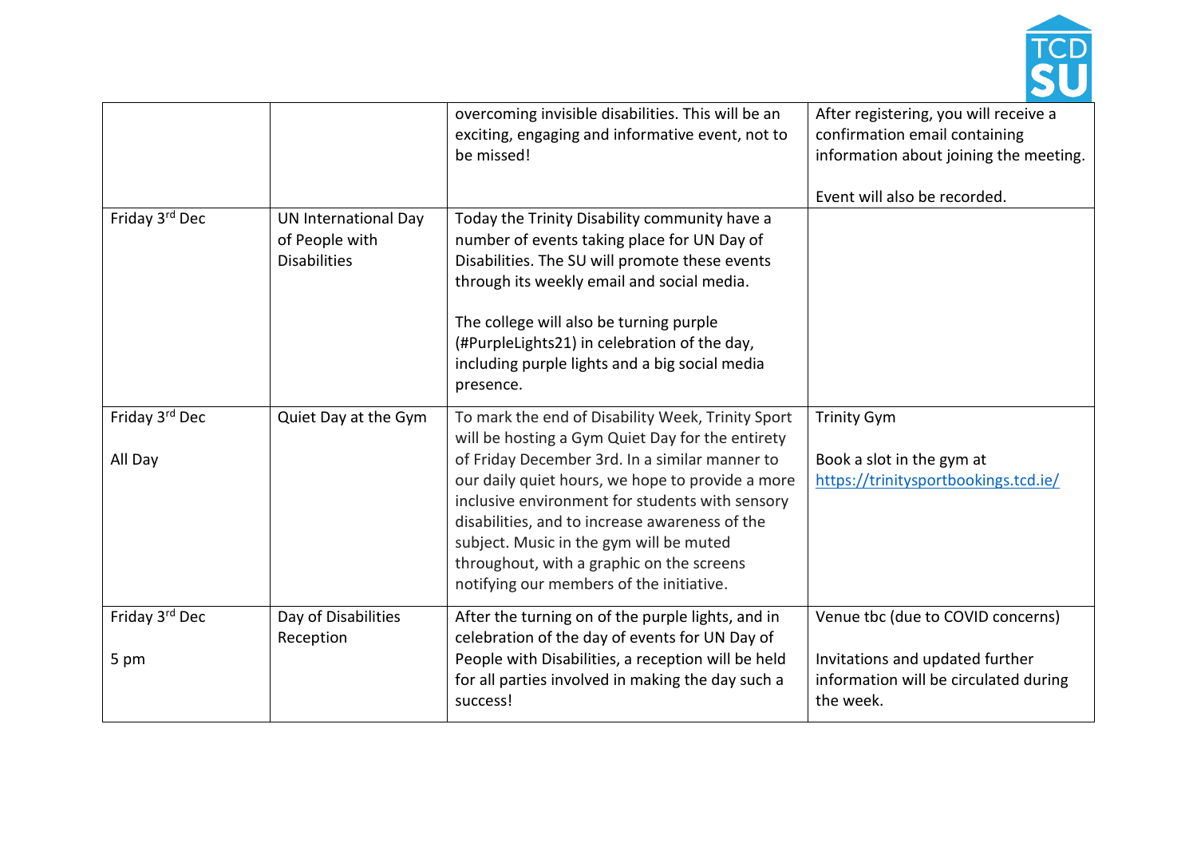| | | | |
|---|---|---|---|
| | | overcoming invisible disabilities. This will be an exciting, engaging and informative event, not to be missed! | After registering, you will receive a confirmation email containing information about joining the meeting.<br><br>Event will also be recorded. |
| Friday 3rd Dec | UN International Day of People with Disabilities | Today the Trinity Disability community have a number of events taking place for UN Day of Disabilities. The SU will promote these events through its weekly email and social media.<br><br>The college will also be turning purple (#PurpleLights21) in celebration of the day, including purple lights and a big social media presence. | |
| Friday 3rd Dec<br><br>All Day | Quiet Day at the Gym | To mark the end of Disability Week, Trinity Sport will be hosting a Gym Quiet Day for the entirety of Friday December 3rd. In a similar manner to our daily quiet hours, we hope to provide a more inclusive environment for students with sensory disabilities, and to increase awareness of the subject. Music in the gym will be muted throughout, with a graphic on the screens notifying our members of the initiative. | Trinity Gym<br><br>Book a slot in the gym at https://trinitysportbookings.tcd.ie/ |
| Friday 3rd Dec<br><br>5 pm | Day of Disabilities Reception | After the turning on of the purple lights, and in celebration of the day of events for UN Day of People with Disabilities, a reception will be held for all parties involved in making the day such a success! | Venue tbc (due to COVID concerns)<br><br>Invitations and updated further information will be circulated during the week. |